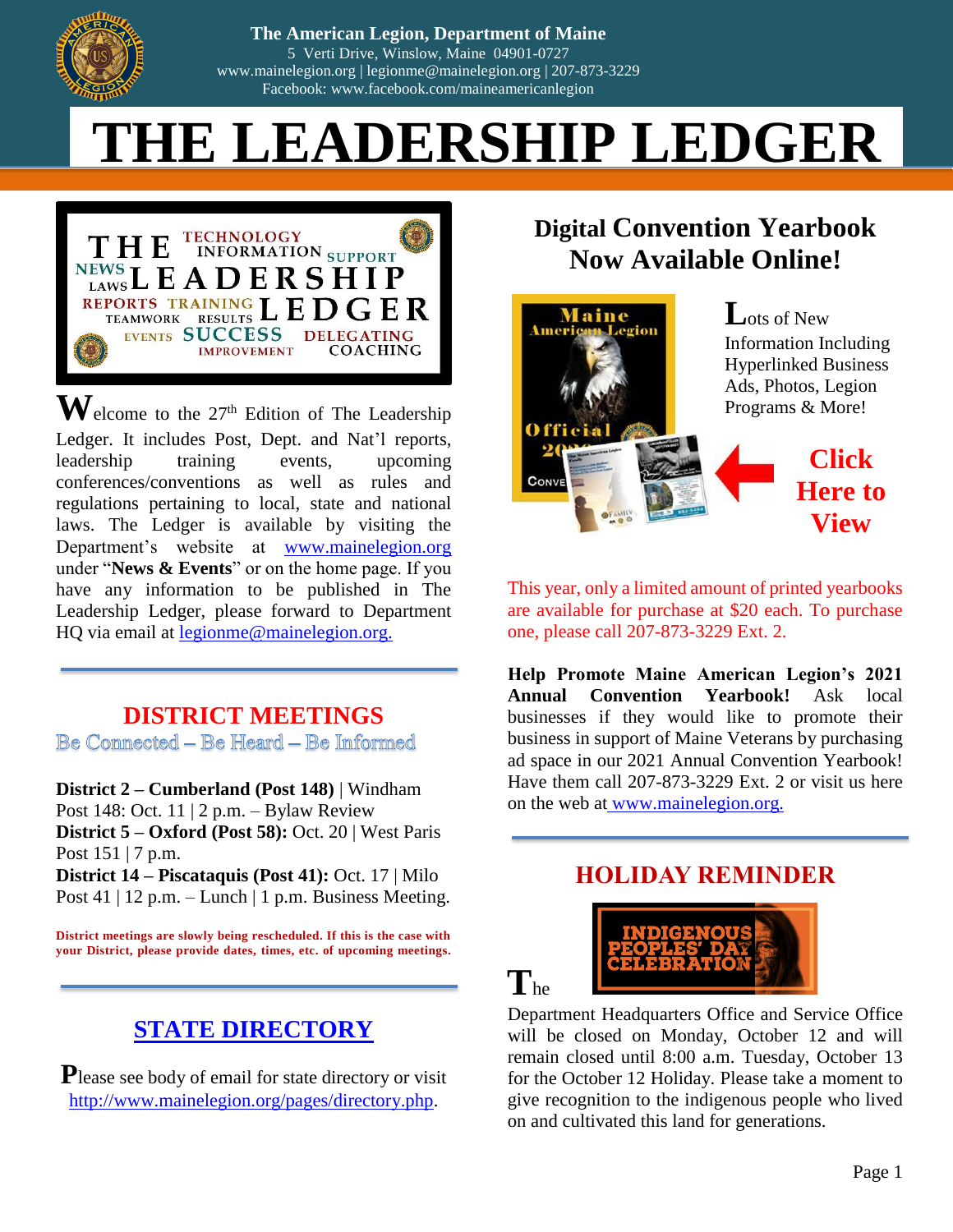The American Legion, Department of Maine
5 Verti Drive, Winslow, Maine 04901-0727
www.mainelegion.org | legionme@mainelegion.org | 207-873-3229
Facebook: www.facebook.com/maineamericanlegion

# THE LEADERSHIP LEDGER

**W**elcome to the 27th Edition of The Leadership Ledger. It includes Post, Dept. and Nat'l reports, leadership training events, upcoming conferences/conventions as well as rules and regulations pertaining to local, state and national laws. The Ledger is available by visiting the Department's website at www.mainelegion.org under "**News & Events**" or on the home page. If you have any information to be published in The Leadership Ledger, please forward to Department HQ via email at legionme@mainelegion.org.

## DISTRICT MEETINGS

Be Connected – Be Heard – Be Informed

**District 2 – Cumberland (Post 148)** | Windham Post 148: Oct. 11 | 2 p.m. – Bylaw Review
**District 5 – Oxford (Post 58):** Oct. 20 | West Paris Post 151 | 7 p.m.
**District 14 – Piscataquis (Post 41):** Oct. 17 | Milo Post 41 | 12 p.m. – Lunch | 1 p.m. Business Meeting.

**District meetings are slowly being rescheduled. If this is the case with your District, please provide dates, times, etc. of upcoming meetings.**

## STATE DIRECTORY

**P**lease see body of email for state directory or visit http://www.mainelegion.org/pages/directory.php.

## Digital Convention Yearbook Now Available Online!

**L**ots of New Information Including Hyperlinked Business Ads, Photos, Legion Programs & More!

**Click Here to View**

This year, only a limited amount of printed yearbooks are available for purchase at $20 each. To purchase one, please call 207-873-3229 Ext. 2.

**Help Promote Maine American Legion's 2021 Annual Convention Yearbook!** Ask local businesses if they would like to promote their business in support of Maine Veterans by purchasing ad space in our 2021 Annual Convention Yearbook! Have them call 207-873-3229 Ext. 2 or visit us here on the web at www.mainelegion.org.

## HOLIDAY REMINDER

INDIGENOUS PEOPLES' DAY CELEBRATION

**T**he Department Headquarters Office and Service Office will be closed on Monday, October 12 and will remain closed until 8:00 a.m. Tuesday, October 13 for the October 12 Holiday. Please take a moment to give recognition to the indigenous people who lived on and cultivated this land for generations.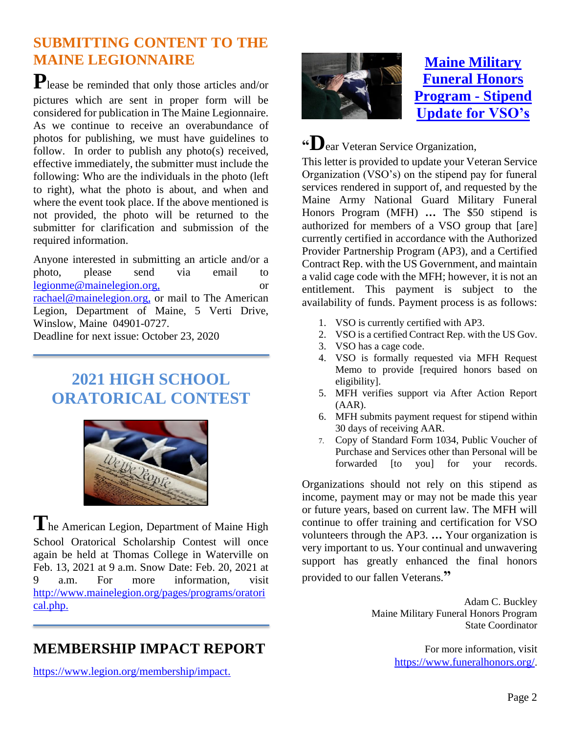## SUBMITTING CONTENT TO THE MAINE LEGIONNAIRE

Please be reminded that only those articles and/or pictures which are sent in proper form will be considered for publication in The Maine Legionnaire. As we continue to receive an overabundance of photos for publishing, we must have guidelines to follow. In order to publish any photo(s) received, effective immediately, the submitter must include the following: Who are the individuals in the photo (left to right), what the photo is about, and when and where the event took place. If the above mentioned is not provided, the photo will be returned to the submitter for clarification and submission of the required information.

Anyone interested in submitting an article and/or a photo, please send via email to legionme@mainelegion.org, or rachael@mainelegion.org, or mail to The American Legion, Department of Maine, 5 Verti Drive, Winslow, Maine 04901-0727.
Deadline for next issue: October 23, 2020

## 2021 HIGH SCHOOL ORATORICAL CONTEST

The American Legion, Department of Maine High School Oratorical Scholarship Contest will once again be held at Thomas College in Waterville on Feb. 13, 2021 at 9 a.m. Snow Date: Feb. 20, 2021 at 9 a.m. For more information, visit http://www.mainelegion.org/pages/programs/oratorical.php.

## MEMBERSHIP IMPACT REPORT

https://www.legion.org/membership/impact.

## Maine Military Funeral Honors Program - Stipend Update for VSO's

"Dear Veteran Service Organization,

This letter is provided to update your Veteran Service Organization (VSO's) on the stipend pay for funeral services rendered in support of, and requested by the Maine Army National Guard Military Funeral Honors Program (MFH) **…** The $50 stipend is authorized for members of a VSO group that [are] currently certified in accordance with the Authorized Provider Partnership Program (AP3), and a Certified Contract Rep. with the US Government, and maintain a valid cage code with the MFH; however, it is not an entitlement. This payment is subject to the availability of funds. Payment process is as follows:

1. VSO is currently certified with AP3.
2. VSO is a certified Contract Rep. with the US Gov.
3. VSO has a cage code.
4. VSO is formally requested via MFH Request Memo to provide [required honors based on eligibility].
5. MFH verifies support via After Action Report (AAR).
6. MFH submits payment request for stipend within 30 days of receiving AAR.
7. Copy of Standard Form 1034, Public Voucher of Purchase and Services other than Personal will be forwarded [to you] for your records.

Organizations should not rely on this stipend as income, payment may or may not be made this year or future years, based on current law. The MFH will continue to offer training and certification for VSO volunteers through the AP3. **…** Your organization is very important to us. Your continual and unwavering support has greatly enhanced the final honors provided to our fallen Veterans."

Adam C. Buckley
Maine Military Funeral Honors Program
State Coordinator

For more information, visit https://www.funeralhonors.org/.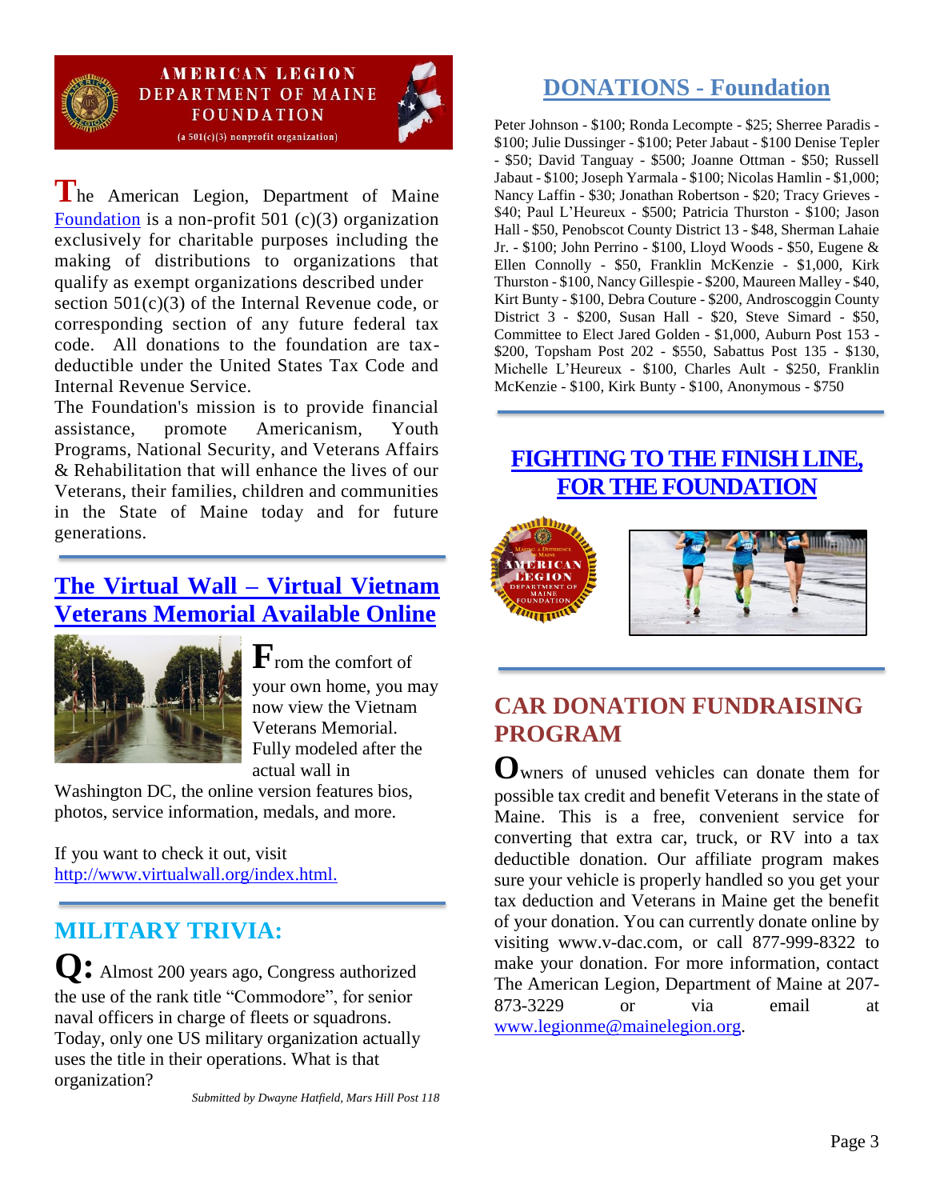# AMERICAN LEGION DEPARTMENT OF MAINE FOUNDATION

(a 501(c)(3) nonprofit organization)

The American Legion, Department of Maine [Foundation](#) is a non-profit 501 (c)(3) organization exclusively for charitable purposes including the making of distributions to organizations that qualify as exempt organizations described under section 501(c)(3) of the Internal Revenue code, or corresponding section of any future federal tax code. All donations to the foundation are tax-deductible under the United States Tax Code and Internal Revenue Service.

The Foundation's mission is to provide financial assistance, promote Americanism, Youth Programs, National Security, and Veterans Affairs & Rehabilitation that will enhance the lives of our Veterans, their families, children and communities in the State of Maine today and for future generations.

## The Virtual Wall – Virtual Vietnam Veterans Memorial Available Online

From the comfort of your own home, you may now view the Vietnam Veterans Memorial. Fully modeled after the actual wall in Washington DC, the online version features bios, photos, service information, medals, and more.

If you want to check it out, visit http://www.virtualwall.org/index.html.

## MILITARY TRIVIA:

**Q:** Almost 200 years ago, Congress authorized the use of the rank title "Commodore", for senior naval officers in charge of fleets or squadrons. Today, only one US military organization actually uses the title in their operations. What is that organization?

*Submitted by Dwayne Hatfield, Mars Hill Post 118*

## DONATIONS - Foundation

Peter Johnson - $100; Ronda Lecompte - $25; Sherree Paradis - $100; Julie Dussinger - $100; Peter Jabaut - $100 Denise Tepler - $50; David Tanguay - $500; Joanne Ottman - $50; Russell Jabaut - $100; Joseph Yarmala - $100; Nicolas Hamlin - $1,000; Nancy Laffin - $30; Jonathan Robertson - $20; Tracy Grieves - $40; Paul L'Heureux - $500; Patricia Thurston - $100; Jason Hall - $50, Penobscot County District 13 - $48, Sherman Lahaie Jr. - $100; John Perrino - $100, Lloyd Woods - $50, Eugene & Ellen Connolly - $50, Franklin McKenzie - $1,000, Kirk Thurston - $100, Nancy Gillespie - $200, Maureen Malley - $40, Kirt Bunty - $100, Debra Couture - $200, Androscoggin County District 3 - $200, Susan Hall - $20, Steve Simard - $50, Committee to Elect Jared Golden - $1,000, Auburn Post 153 - $200, Topsham Post 202 - $550, Sabattus Post 135 - $130, Michelle L'Heureux - $100, Charles Ault - $250, Franklin McKenzie - $100, Kirk Bunty - $100, Anonymous - $750

## FIGHTING TO THE FINISH LINE, FOR THE FOUNDATION

## CAR DONATION FUNDRAISING PROGRAM

Owners of unused vehicles can donate them for possible tax credit and benefit Veterans in the state of Maine. This is a free, convenient service for converting that extra car, truck, or RV into a tax deductible donation. Our affiliate program makes sure your vehicle is properly handled so you get your tax deduction and Veterans in Maine get the benefit of your donation. You can currently donate online by visiting www.v-dac.com, or call 877-999-8322 to make your donation. For more information, contact The American Legion, Department of Maine at 207-873-3229 or via email at www.legionme@mainelegion.org.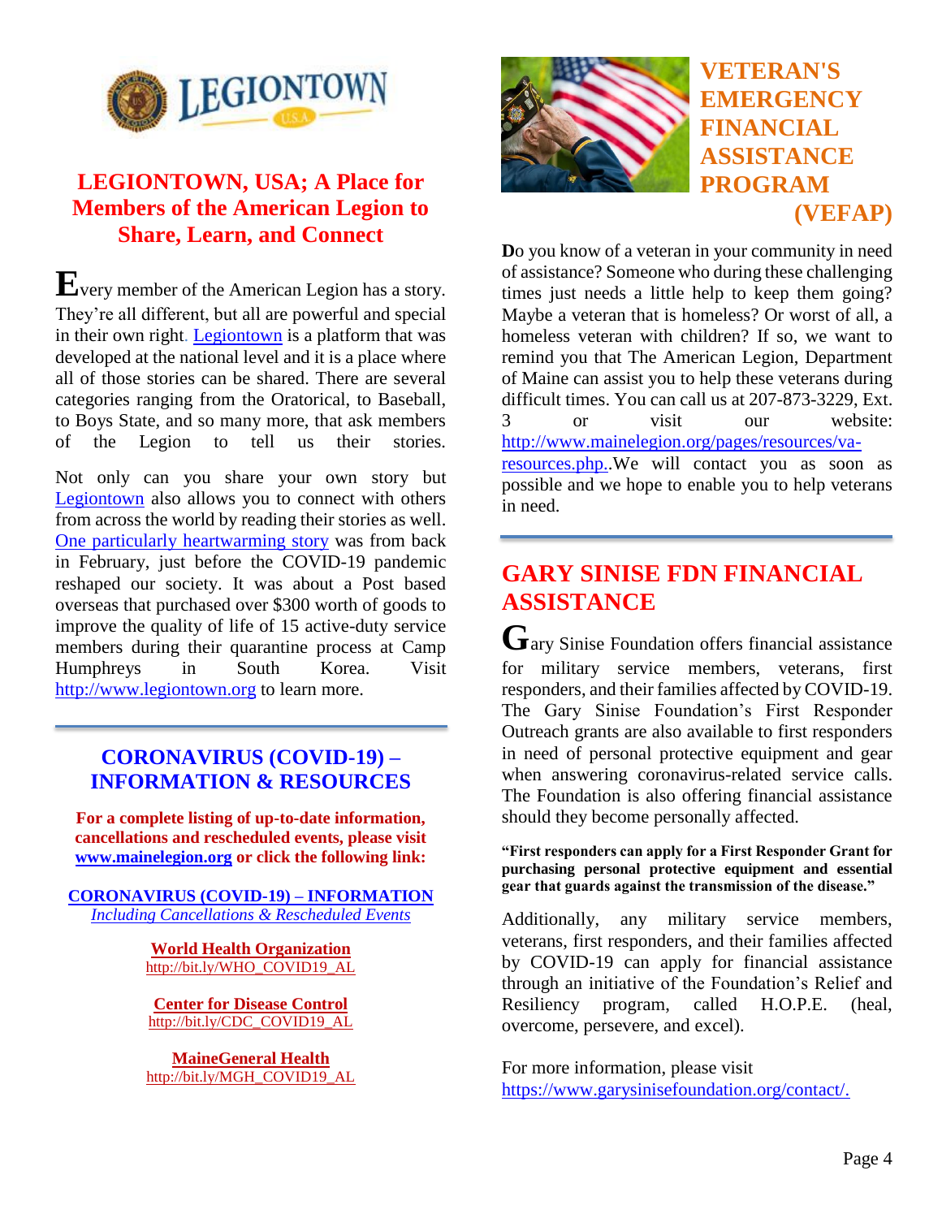## LEGIONTOWN, USA; A Place for Members of the American Legion to Share, Learn, and Connect

Every member of the American Legion has a story. They're all different, but all are powerful and special in their own right. Legiontown is a platform that was developed at the national level and it is a place where all of those stories can be shared. There are several categories ranging from the Oratorical, to Baseball, to Boys State, and so many more, that ask members of the Legion to tell us their stories.

Not only can you share your own story but Legiontown also allows you to connect with others from across the world by reading their stories as well. One particularly heartwarming story was from back in February, just before the COVID-19 pandemic reshaped our society. It was about a Post based overseas that purchased over $300 worth of goods to improve the quality of life of 15 active-duty service members during their quarantine process at Camp Humphreys in South Korea. Visit http://www.legiontown.org to learn more.

## CORONAVIRUS (COVID-19) – INFORMATION & RESOURCES

**For a complete listing of up-to-date information, cancellations and rescheduled events, please visit www.mainelegion.org or click the following link:**

**CORONAVIRUS (COVID-19) – INFORMATION**
*Including Cancellations & Rescheduled Events*

**World Health Organization**
http://bit.ly/WHO_COVID19_AL

**Center for Disease Control**
http://bit.ly/CDC_COVID19_AL

**MaineGeneral Health**
http://bit.ly/MGH_COVID19_AL

## VETERAN'S EMERGENCY FINANCIAL ASSISTANCE PROGRAM (VEFAP)

Do you know of a veteran in your community in need of assistance? Someone who during these challenging times just needs a little help to keep them going? Maybe a veteran that is homeless? Or worst of all, a homeless veteran with children? If so, we want to remind you that The American Legion, Department of Maine can assist you to help these veterans during difficult times. You can call us at 207-873-3229, Ext. 3 or visit our website: http://www.mainelegion.org/pages/resources/va-resources.php..We will contact you as soon as possible and we hope to enable you to help veterans in need.

## GARY SINISE FDN FINANCIAL ASSISTANCE

Gary Sinise Foundation offers financial assistance for military service members, veterans, first responders, and their families affected by COVID-19. The Gary Sinise Foundation's First Responder Outreach grants are also available to first responders in need of personal protective equipment and gear when answering coronavirus-related service calls. The Foundation is also offering financial assistance should they become personally affected.

**"First responders can apply for a First Responder Grant for purchasing personal protective equipment and essential gear that guards against the transmission of the disease."**

Additionally, any military service members, veterans, first responders, and their families affected by COVID-19 can apply for financial assistance through an initiative of the Foundation's Relief and Resiliency program, called H.O.P.E. (heal, overcome, persevere, and excel).

For more information, please visit https://www.garysinisefoundation.org/contact/.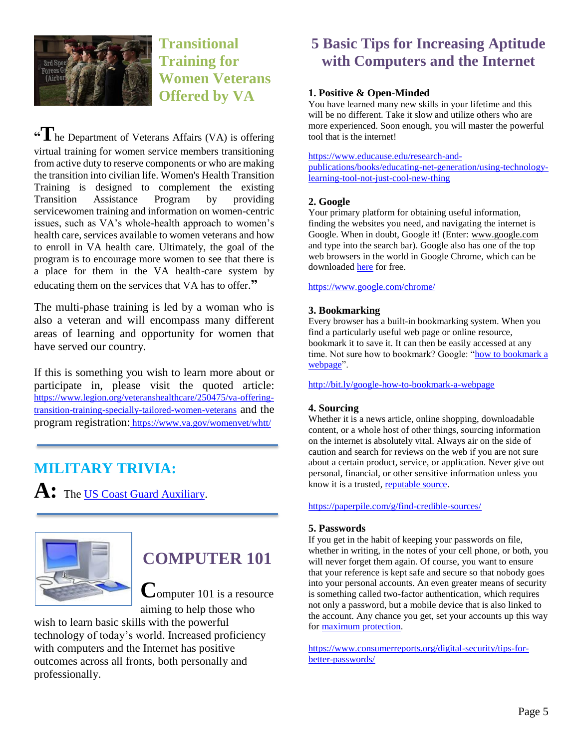## Transitional Training for Women Veterans Offered by VA

"The Department of Veterans Affairs (VA) is offering virtual training for women service members transitioning from active duty to reserve components or who are making the transition into civilian life. Women's Health Transition Training is designed to complement the existing Transition Assistance Program by providing servicewomen training and information on women-centric issues, such as VA's whole-health approach to women's health care, services available to women veterans and how to enroll in VA health care. Ultimately, the goal of the program is to encourage more women to see that there is a place for them in the VA health-care system by educating them on the services that VA has to offer."

The multi-phase training is led by a woman who is also a veteran and will encompass many different areas of learning and opportunity for women that have served our country.

If this is something you wish to learn more about or participate in, please visit the quoted article: https://www.legion.org/veteranshealthcare/250475/va-offering-transition-training-specially-tailored-women-veterans and the program registration: https://www.va.gov/womenvet/whtt/

## MILITARY TRIVIA:

**A:** The US Coast Guard Auxiliary.

## COMPUTER 101

Computer 101 is a resource aiming to help those who wish to learn basic skills with the powerful technology of today's world. Increased proficiency with computers and the Internet has positive outcomes across all fronts, both personally and professionally.

## 5 Basic Tips for Increasing Aptitude with Computers and the Internet

**1. Positive & Open-Minded**
You have learned many new skills in your lifetime and this will be no different. Take it slow and utilize others who are more experienced. Soon enough, you will master the powerful tool that is the internet!

https://www.educause.edu/research-and-publications/books/educating-net-generation/using-technology-learning-tool-not-just-cool-new-thing

**2. Google**
Your primary platform for obtaining useful information, finding the websites you need, and navigating the internet is Google. When in doubt, Google it! (Enter: www.google.com and type into the search bar). Google also has one of the top web browsers in the world in Google Chrome, which can be downloaded here for free.

https://www.google.com/chrome/

**3. Bookmarking**
Every browser has a built-in bookmarking system. When you find a particularly useful web page or online resource, bookmark it to save it. It can then be easily accessed at any time. Not sure how to bookmark? Google: "how to bookmark a webpage".

http://bit.ly/google-how-to-bookmark-a-webpage

**4. Sourcing**
Whether it is a news article, online shopping, downloadable content, or a whole host of other things, sourcing information on the internet is absolutely vital. Always air on the side of caution and search for reviews on the web if you are not sure about a certain product, service, or application. Never give out personal, financial, or other sensitive information unless you know it is a trusted, reputable source.

https://paperpile.com/g/find-credible-sources/

**5. Passwords**
If you get in the habit of keeping your passwords on file, whether in writing, in the notes of your cell phone, or both, you will never forget them again. Of course, you want to ensure that your reference is kept safe and secure so that nobody goes into your personal accounts. An even greater means of security is something called two-factor authentication, which requires not only a password, but a mobile device that is also linked to the account. Any chance you get, set your accounts up this way for maximum protection.

https://www.consumerreports.org/digital-security/tips-for-better-passwords/